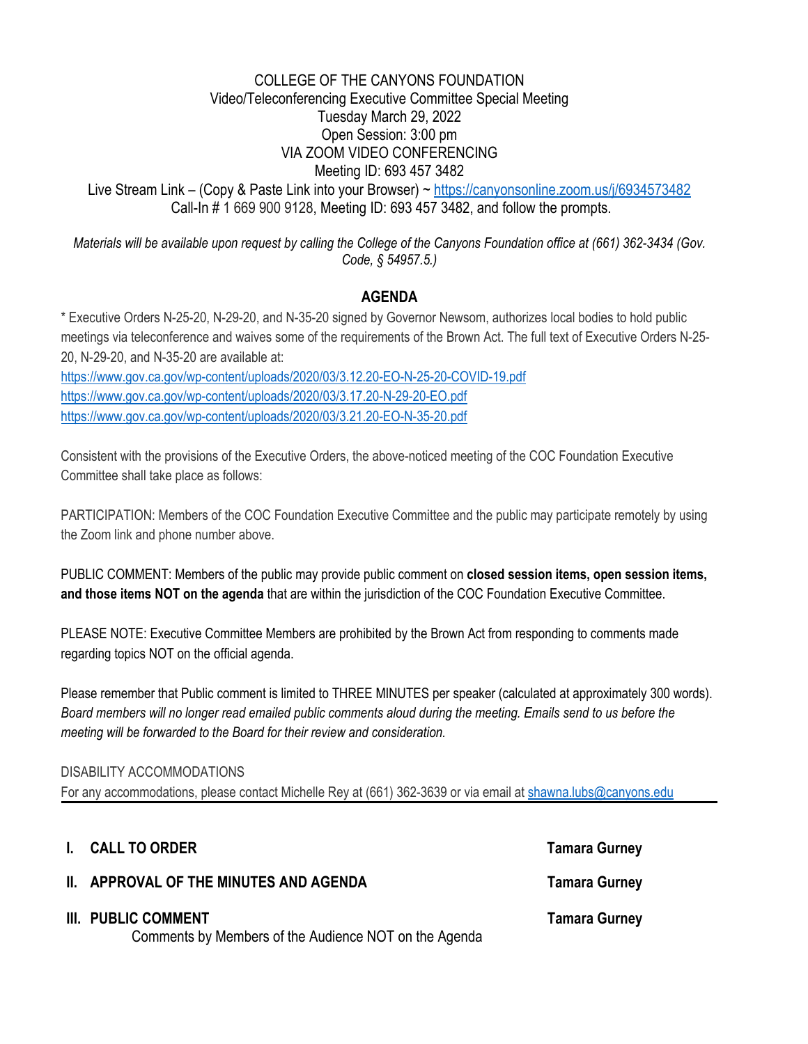COLLEGE OF THE CANYONS FOUNDATION
Video/Teleconferencing Executive Committee Special Meeting
Tuesday March 29, 2022
Open Session: 3:00 pm
VIA ZOOM VIDEO CONFERENCING
Meeting ID: 693 457 3482
Live Stream Link – (Copy & Paste Link into your Browser) ~ https://canyonsonline.zoom.us/j/6934573482
Call-In # 1 669 900 9128, Meeting ID: 693 457 3482, and follow the prompts.

*Materials will be available upon request by calling the College of the Canyons Foundation office at (661) 362-3434 (Gov. Code, § 54957.5.)*

## AGENDA

* Executive Orders N-25-20, N-29-20, and N-35-20 signed by Governor Newsom, authorizes local bodies to hold public meetings via teleconference and waives some of the requirements of the Brown Act. The full text of Executive Orders N-25-20, N-29-20, and N-35-20 are available at:
https://www.gov.ca.gov/wp-content/uploads/2020/03/3.12.20-EO-N-25-20-COVID-19.pdf
https://www.gov.ca.gov/wp-content/uploads/2020/03/3.17.20-N-29-20-EO.pdf
https://www.gov.ca.gov/wp-content/uploads/2020/03/3.21.20-EO-N-35-20.pdf

Consistent with the provisions of the Executive Orders, the above-noticed meeting of the COC Foundation Executive Committee shall take place as follows:

PARTICIPATION: Members of the COC Foundation Executive Committee and the public may participate remotely by using the Zoom link and phone number above.

PUBLIC COMMENT: Members of the public may provide public comment on **closed session items, open session items, and those items NOT on the agenda** that are within the jurisdiction of the COC Foundation Executive Committee.

PLEASE NOTE: Executive Committee Members are prohibited by the Brown Act from responding to comments made regarding topics NOT on the official agenda.

Please remember that Public comment is limited to THREE MINUTES per speaker (calculated at approximately 300 words). *Board members will no longer read emailed public comments aloud during the meeting. Emails send to us before the meeting will be forwarded to the Board for their review and consideration.*

DISABILITY ACCOMMODATIONS
For any accommodations, please contact Michelle Rey at (661) 362-3639 or via email at shawna.lubs@canyons.edu

---

**I. CALL TO ORDER** — **Tamara Gurney**

**II. APPROVAL OF THE MINUTES AND AGENDA** — **Tamara Gurney**

**III. PUBLIC COMMENT** — **Tamara Gurney**
Comments by Members of the Audience NOT on the Agenda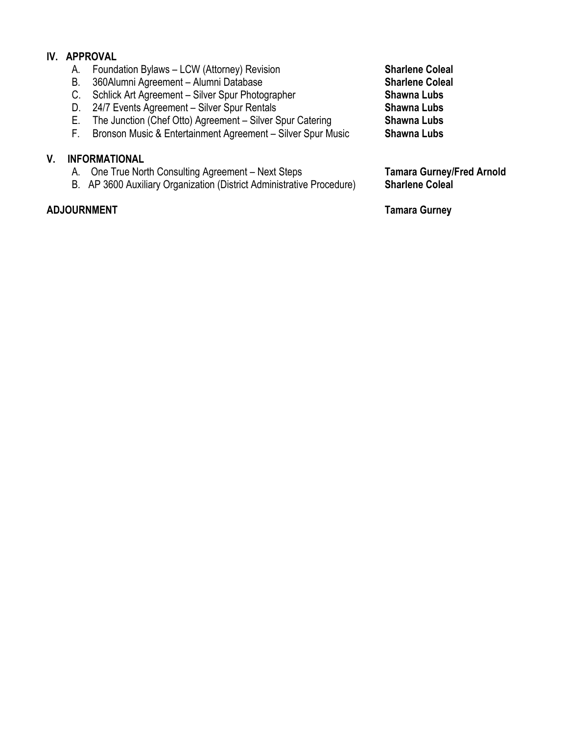## IV. APPROVAL

A. Foundation Bylaws – LCW (Attorney) Revision **Sharlene Coleal**
B. 360Alumni Agreement – Alumni Database **Sharlene Coleal**
C. Schlick Art Agreement – Silver Spur Photographer **Shawna Lubs**
D. 24/7 Events Agreement – Silver Spur Rentals **Shawna Lubs**
E. The Junction (Chef Otto) Agreement – Silver Spur Catering **Shawna Lubs**
F. Bronson Music & Entertainment Agreement – Silver Spur Music **Shawna Lubs**

## V. INFORMATIONAL

A. One True North Consulting Agreement – Next Steps **Tamara Gurney/Fred Arnold**
B. AP 3600 Auxiliary Organization (District Administrative Procedure) **Sharlene Coleal**

## ADJOURNMENT **Tamara Gurney**